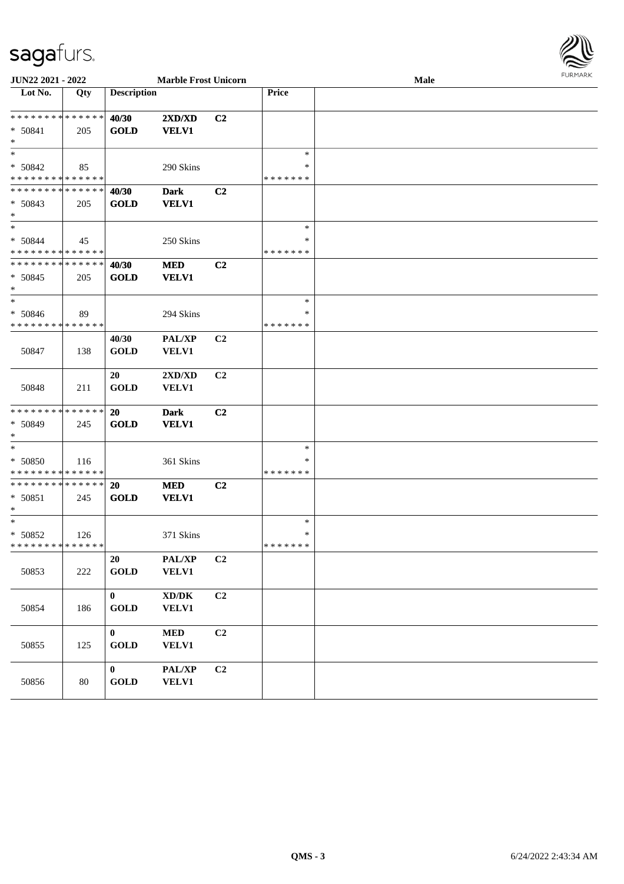**JUN22 2021 - 2022** **Marble Frost Unicorn** **Male**

| Lot No. | Qty | Description | | | Price | |
|---|---|---|---|---|---|---|
| * * * * * * * * * * * * * * | | **40/30** | **2XD/XD** | **C2** | | |
| * 50841 | 205 | **GOLD** | **VELV1** | | | |
| * | | | | | | |
| * | | | | | * | |
| * 50842 | 85 | | 290 Skins | | * | |
| * * * * * * * * * * * * * * | | | | | * * * * * * * | |
| * * * * * * * * * * * * * * | | **40/30** | **Dark** | **C2** | | |
| * 50843 | 205 | **GOLD** | **VELV1** | | | |
| * | | | | | | |
| * | | | | | * | |
| * 50844 | 45 | | 250 Skins | | * | |
| * * * * * * * * * * * * * * | | | | | * * * * * * * | |
| * * * * * * * * * * * * * * | | **40/30** | **MED** | **C2** | | |
| * 50845 | 205 | **GOLD** | **VELV1** | | | |
| * | | | | | | |
| * | | | | | * | |
| * 50846 | 89 | | 294 Skins | | * | |
| * * * * * * * * * * * * * * | | | | | * * * * * * * | |
| 50847 | 138 | **40/30** **GOLD** | **PAL/XP** **VELV1** | **C2** | | |
| 50848 | 211 | **20** **GOLD** | **2XD/XD** **VELV1** | **C2** | | |
| * * * * * * * * * * * * * * | | **20** | **Dark** | **C2** | | |
| * 50849 | 245 | **GOLD** | **VELV1** | | | |
| * | | | | | | |
| * | | | | | * | |
| * 50850 | 116 | | 361 Skins | | * | |
| * * * * * * * * * * * * * * | | | | | * * * * * * * | |
| * * * * * * * * * * * * * * | | **20** | **MED** | **C2** | | |
| * 50851 | 245 | **GOLD** | **VELV1** | | | |
| * | | | | | | |
| * | | | | | * | |
| * 50852 | 126 | | 371 Skins | | * | |
| * * * * * * * * * * * * * * | | | | | * * * * * * * | |
| 50853 | 222 | **20** **GOLD** | **PAL/XP** **VELV1** | **C2** | | |
| 50854 | 186 | **0** **GOLD** | **XD/DK** **VELV1** | **C2** | | |
| 50855 | 125 | **0** **GOLD** | **MED** **VELV1** | **C2** | | |
| 50856 | 80 | **0** **GOLD** | **PAL/XP** **VELV1** | **C2** | | |

**QMS - 3** 6/24/2022 2:43:34 AM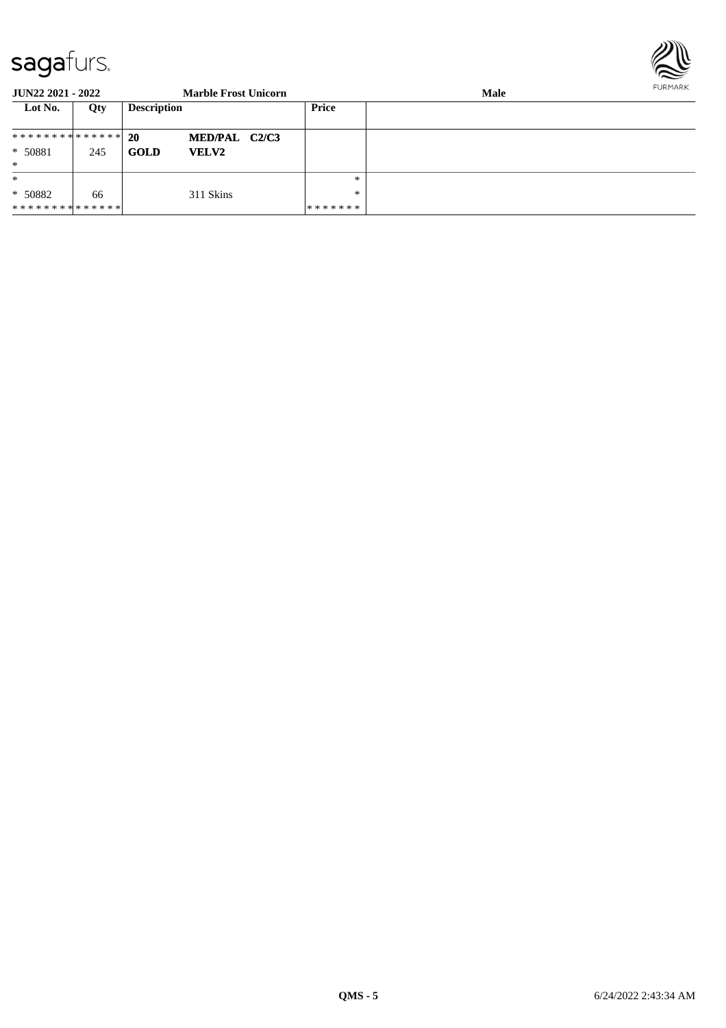| Lot No. | Qty | Description | | Price | |
|---|---|---|---|---|---|
| ************** | | **20** | **MED/PAL C2/C3** | | |
| * 50881 | 245 | **GOLD** | **VELV2** | | |
| * | | | | | |
| * | | | | * | |
| * 50882 | 66 | | 311 Skins | * | |
| ************** | | | | ******* | |